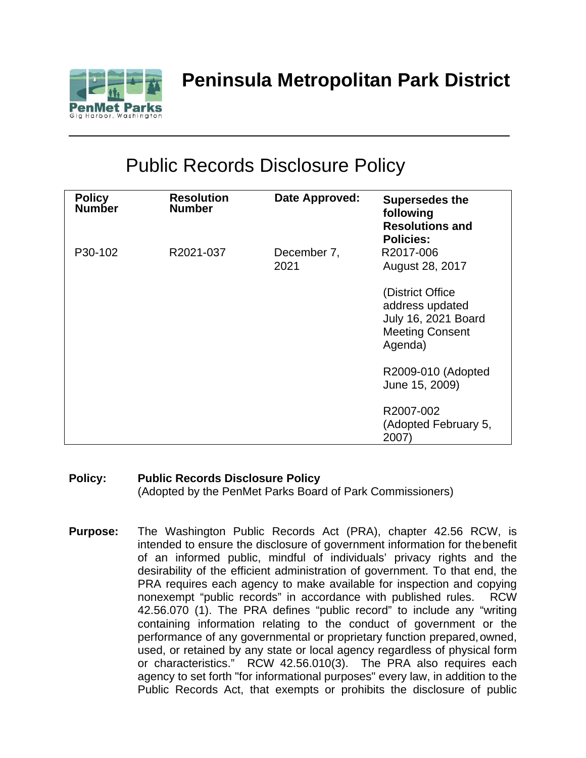# Peninsula Metropolitan Park District

PenMet Parks
Gig Harbor, Washington

## Public Records Disclosure Policy

| Policy Number | Resolution Number | Date Approved: | Supersedes the following Resolutions and Policies: |
|---|---|---|---|
| P30-102 | R2021-037 | December 7, 2021 | R2017-006 August 28, 2017<br><br>(District Office address updated July 16, 2021 Board Meeting Consent Agenda)<br><br>R2009-010 (Adopted June 15, 2009)<br><br>R2007-002 (Adopted February 5, 2007) |

**Policy:** **Public Records Disclosure Policy**
(Adopted by the PenMet Parks Board of Park Commissioners)

**Purpose:** The Washington Public Records Act (PRA), chapter 42.56 RCW, is intended to ensure the disclosure of government information for the benefit of an informed public, mindful of individuals' privacy rights and the desirability of the efficient administration of government. To that end, the PRA requires each agency to make available for inspection and copying nonexempt "public records" in accordance with published rules. RCW 42.56.070 (1). The PRA defines "public record" to include any "writing containing information relating to the conduct of government or the performance of any governmental or proprietary function prepared, owned, used, or retained by any state or local agency regardless of physical form or characteristics." RCW 42.56.010(3). The PRA also requires each agency to set forth "for informational purposes" every law, in addition to the Public Records Act, that exempts or prohibits the disclosure of public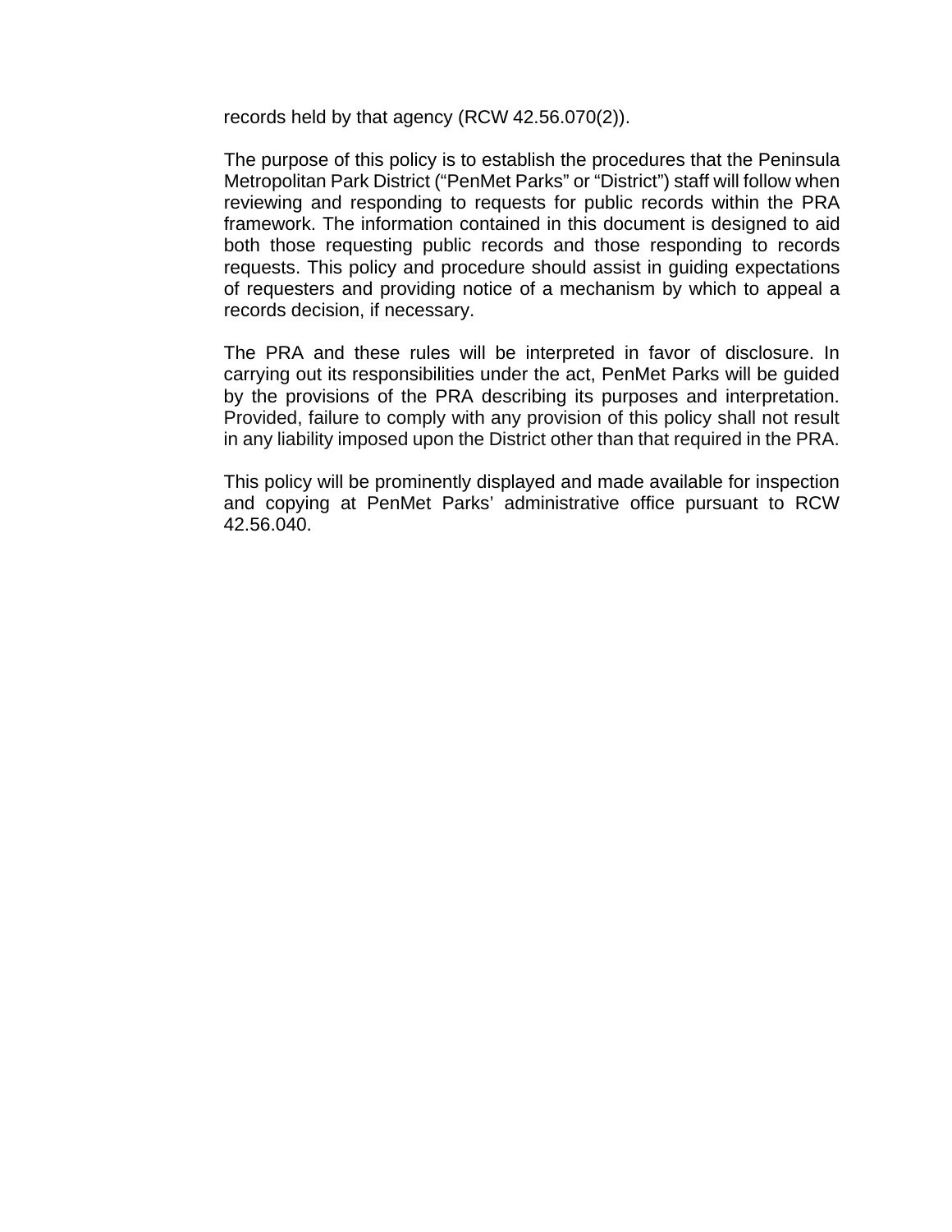records held by that agency (RCW 42.56.070(2)).

The purpose of this policy is to establish the procedures that the Peninsula Metropolitan Park District ("PenMet Parks" or "District") staff will follow when reviewing and responding to requests for public records within the PRA framework. The information contained in this document is designed to aid both those requesting public records and those responding to records requests. This policy and procedure should assist in guiding expectations of requesters and providing notice of a mechanism by which to appeal a records decision, if necessary.

The PRA and these rules will be interpreted in favor of disclosure. In carrying out its responsibilities under the act, PenMet Parks will be guided by the provisions of the PRA describing its purposes and interpretation. Provided, failure to comply with any provision of this policy shall not result in any liability imposed upon the District other than that required in the PRA.

This policy will be prominently displayed and made available for inspection and copying at PenMet Parks' administrative office pursuant to RCW 42.56.040.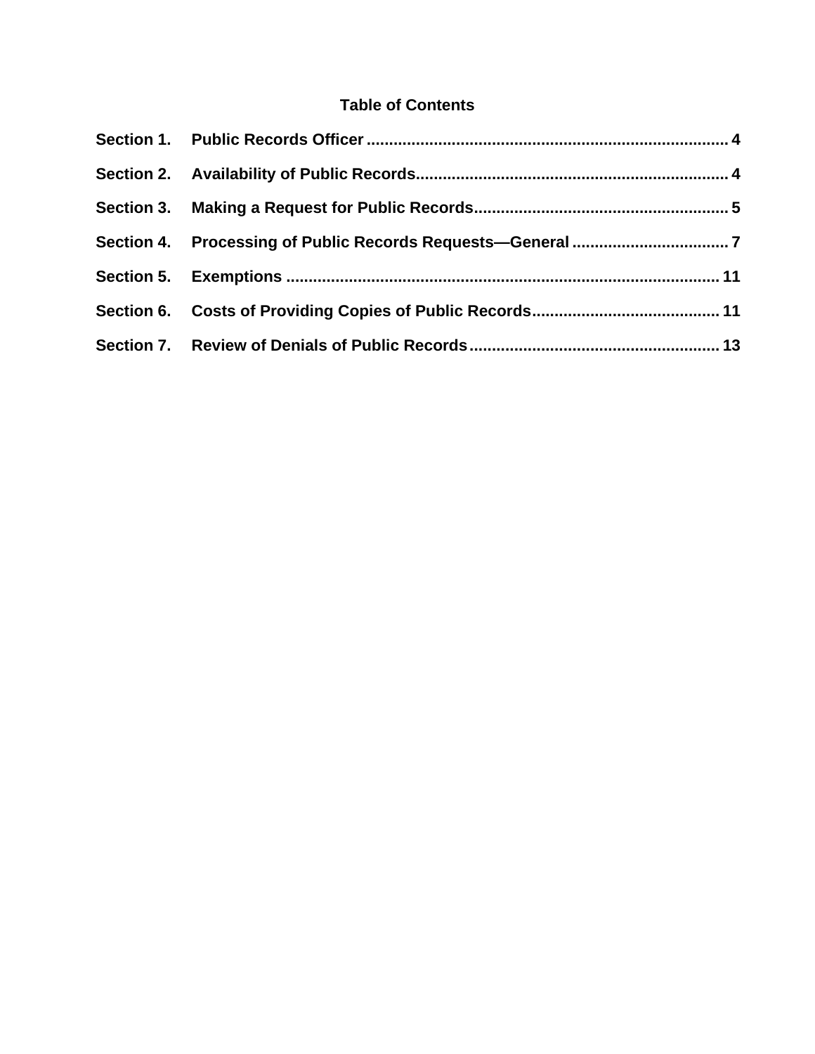## Table of Contents

| | | |
|---|---|---|
| **Section 1.** | **Public Records Officer** | **4** |
| **Section 2.** | **Availability of Public Records** | **4** |
| **Section 3.** | **Making a Request for Public Records** | **5** |
| **Section 4.** | **Processing of Public Records Requests—General** | **7** |
| **Section 5.** | **Exemptions** | **11** |
| **Section 6.** | **Costs of Providing Copies of Public Records** | **11** |
| **Section 7.** | **Review of Denials of Public Records** | **13** |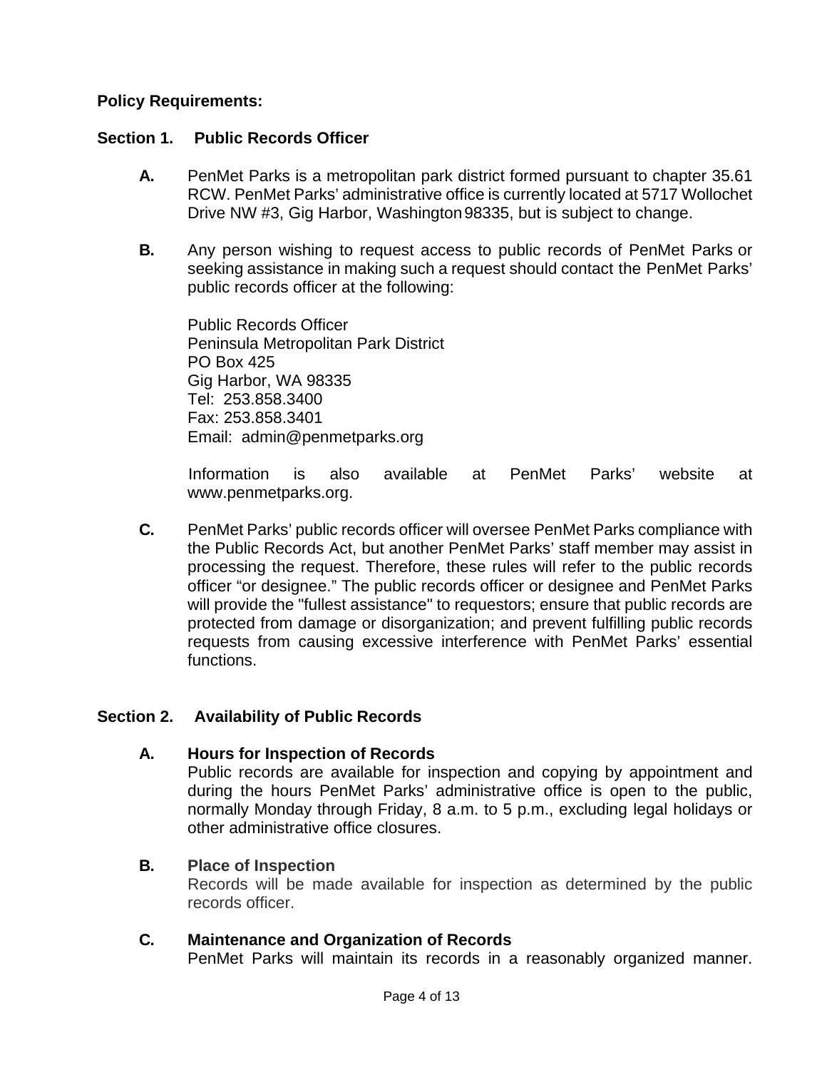**Policy Requirements:**

## Section 1. Public Records Officer

**A.** PenMet Parks is a metropolitan park district formed pursuant to chapter 35.61 RCW. PenMet Parks' administrative office is currently located at 5717 Wollochet Drive NW #3, Gig Harbor, Washington 98335, but is subject to change.

**B.** Any person wishing to request access to public records of PenMet Parks or seeking assistance in making such a request should contact the PenMet Parks' public records officer at the following:

Public Records Officer
Peninsula Metropolitan Park District
PO Box 425
Gig Harbor, WA 98335
Tel: 253.858.3400
Fax: 253.858.3401
Email: admin@penmetparks.org

Information is also available at PenMet Parks' website at www.penmetparks.org.

**C.** PenMet Parks' public records officer will oversee PenMet Parks compliance with the Public Records Act, but another PenMet Parks' staff member may assist in processing the request. Therefore, these rules will refer to the public records officer "or designee." The public records officer or designee and PenMet Parks will provide the "fullest assistance" to requestors; ensure that public records are protected from damage or disorganization; and prevent fulfilling public records requests from causing excessive interference with PenMet Parks' essential functions.

## Section 2. Availability of Public Records

**A. Hours for Inspection of Records**
Public records are available for inspection and copying by appointment and during the hours PenMet Parks' administrative office is open to the public, normally Monday through Friday, 8 a.m. to 5 p.m., excluding legal holidays or other administrative office closures.

**B. Place of Inspection**
Records will be made available for inspection as determined by the public records officer.

**C. Maintenance and Organization of Records**
PenMet Parks will maintain its records in a reasonably organized manner.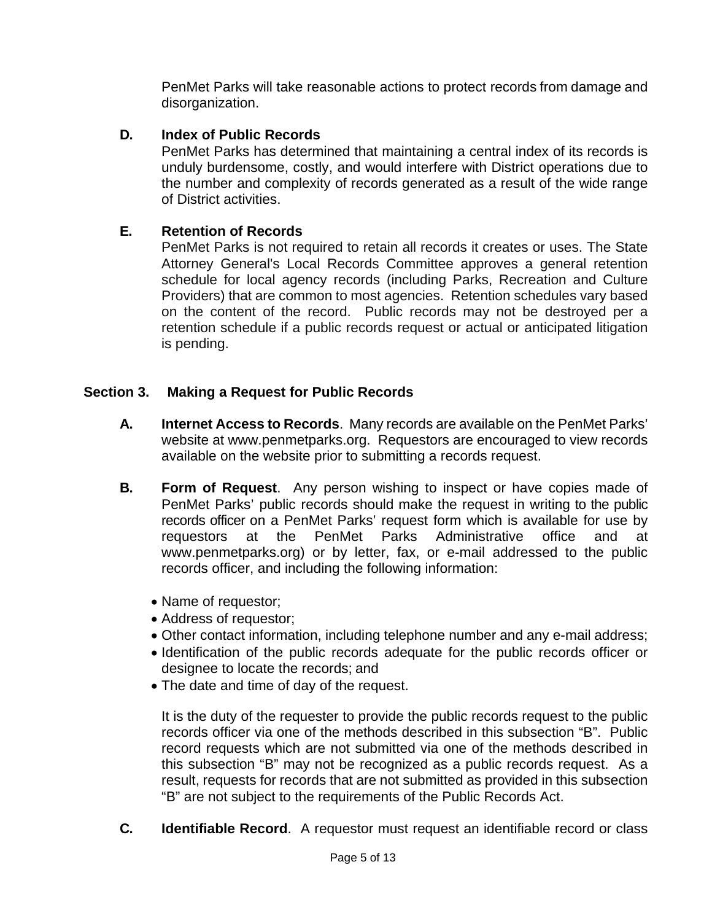PenMet Parks will take reasonable actions to protect records from damage and disorganization.

**D. Index of Public Records**

PenMet Parks has determined that maintaining a central index of its records is unduly burdensome, costly, and would interfere with District operations due to the number and complexity of records generated as a result of the wide range of District activities.

**E. Retention of Records**

PenMet Parks is not required to retain all records it creates or uses. The State Attorney General's Local Records Committee approves a general retention schedule for local agency records (including Parks, Recreation and Culture Providers) that are common to most agencies. Retention schedules vary based on the content of the record. Public records may not be destroyed per a retention schedule if a public records request or actual or anticipated litigation is pending.

## Section 3. Making a Request for Public Records

**A. Internet Access to Records**. Many records are available on the PenMet Parks' website at www.penmetparks.org. Requestors are encouraged to view records available on the website prior to submitting a records request.

**B. Form of Request**. Any person wishing to inspect or have copies made of PenMet Parks' public records should make the request in writing to the public records officer on a PenMet Parks' request form which is available for use by requestors at the PenMet Parks Administrative office and at www.penmetparks.org) or by letter, fax, or e-mail addressed to the public records officer, and including the following information:

- Name of requestor;
- Address of requestor;
- Other contact information, including telephone number and any e-mail address;
- Identification of the public records adequate for the public records officer or designee to locate the records; and
- The date and time of day of the request.

It is the duty of the requester to provide the public records request to the public records officer via one of the methods described in this subsection "B". Public record requests which are not submitted via one of the methods described in this subsection "B" may not be recognized as a public records request. As a result, requests for records that are not submitted as provided in this subsection "B" are not subject to the requirements of the Public Records Act.

**C. Identifiable Record**. A requestor must request an identifiable record or class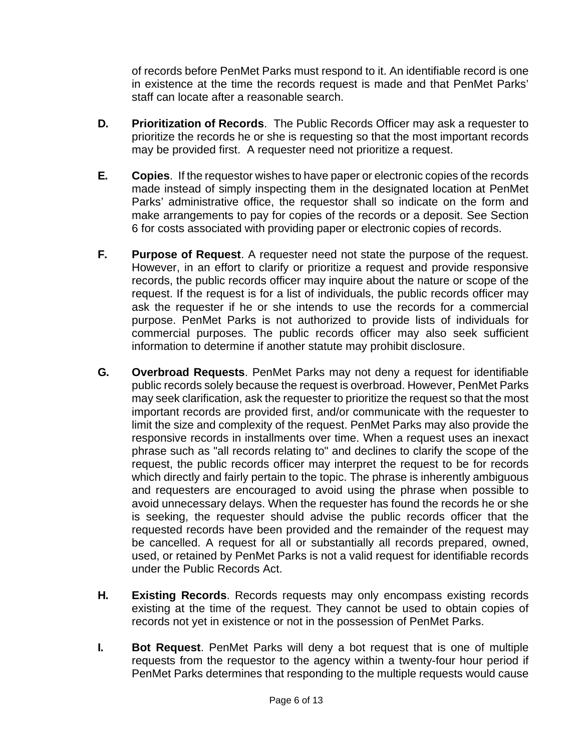of records before PenMet Parks must respond to it. An identifiable record is one in existence at the time the records request is made and that PenMet Parks' staff can locate after a reasonable search.

**D. Prioritization of Records**. The Public Records Officer may ask a requester to prioritize the records he or she is requesting so that the most important records may be provided first. A requester need not prioritize a request.

**E. Copies**. If the requestor wishes to have paper or electronic copies of the records made instead of simply inspecting them in the designated location at PenMet Parks' administrative office, the requestor shall so indicate on the form and make arrangements to pay for copies of the records or a deposit. See Section 6 for costs associated with providing paper or electronic copies of records.

**F. Purpose of Request**. A requester need not state the purpose of the request. However, in an effort to clarify or prioritize a request and provide responsive records, the public records officer may inquire about the nature or scope of the request. If the request is for a list of individuals, the public records officer may ask the requester if he or she intends to use the records for a commercial purpose. PenMet Parks is not authorized to provide lists of individuals for commercial purposes. The public records officer may also seek sufficient information to determine if another statute may prohibit disclosure.

**G. Overbroad Requests**. PenMet Parks may not deny a request for identifiable public records solely because the request is overbroad. However, PenMet Parks may seek clarification, ask the requester to prioritize the request so that the most important records are provided first, and/or communicate with the requester to limit the size and complexity of the request. PenMet Parks may also provide the responsive records in installments over time. When a request uses an inexact phrase such as "all records relating to" and declines to clarify the scope of the request, the public records officer may interpret the request to be for records which directly and fairly pertain to the topic. The phrase is inherently ambiguous and requesters are encouraged to avoid using the phrase when possible to avoid unnecessary delays. When the requester has found the records he or she is seeking, the requester should advise the public records officer that the requested records have been provided and the remainder of the request may be cancelled. A request for all or substantially all records prepared, owned, used, or retained by PenMet Parks is not a valid request for identifiable records under the Public Records Act.

**H. Existing Records**. Records requests may only encompass existing records existing at the time of the request. They cannot be used to obtain copies of records not yet in existence or not in the possession of PenMet Parks.

**I. Bot Request**. PenMet Parks will deny a bot request that is one of multiple requests from the requestor to the agency within a twenty-four hour period if PenMet Parks determines that responding to the multiple requests would cause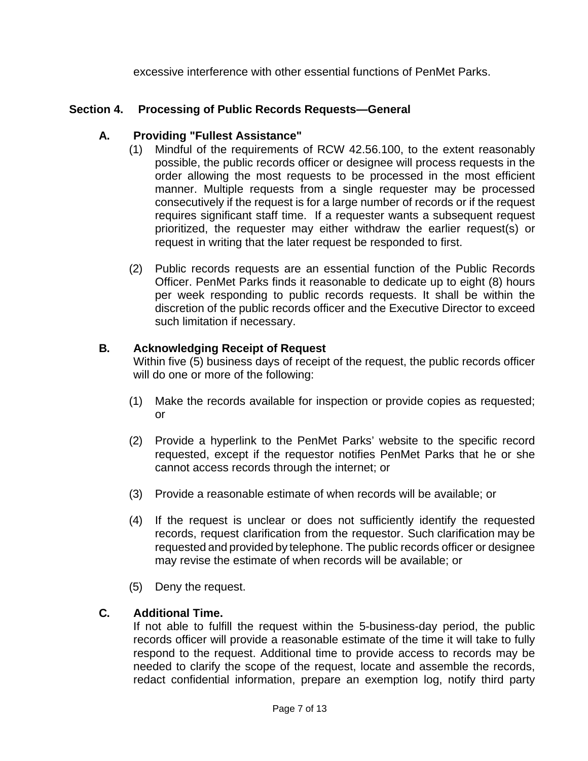excessive interference with other essential functions of PenMet Parks.

## Section 4. Processing of Public Records Requests—General

### A. Providing "Fullest Assistance"

(1) Mindful of the requirements of RCW 42.56.100, to the extent reasonably possible, the public records officer or designee will process requests in the order allowing the most requests to be processed in the most efficient manner. Multiple requests from a single requester may be processed consecutively if the request is for a large number of records or if the request requires significant staff time. If a requester wants a subsequent request prioritized, the requester may either withdraw the earlier request(s) or request in writing that the later request be responded to first.

(2) Public records requests are an essential function of the Public Records Officer. PenMet Parks finds it reasonable to dedicate up to eight (8) hours per week responding to public records requests. It shall be within the discretion of the public records officer and the Executive Director to exceed such limitation if necessary.

### B. Acknowledging Receipt of Request

Within five (5) business days of receipt of the request, the public records officer will do one or more of the following:

(1) Make the records available for inspection or provide copies as requested; or

(2) Provide a hyperlink to the PenMet Parks' website to the specific record requested, except if the requestor notifies PenMet Parks that he or she cannot access records through the internet; or

(3) Provide a reasonable estimate of when records will be available; or

(4) If the request is unclear or does not sufficiently identify the requested records, request clarification from the requestor. Such clarification may be requested and provided by telephone. The public records officer or designee may revise the estimate of when records will be available; or

(5) Deny the request.

### C. Additional Time.

If not able to fulfill the request within the 5-business-day period, the public records officer will provide a reasonable estimate of the time it will take to fully respond to the request. Additional time to provide access to records may be needed to clarify the scope of the request, locate and assemble the records, redact confidential information, prepare an exemption log, notify third party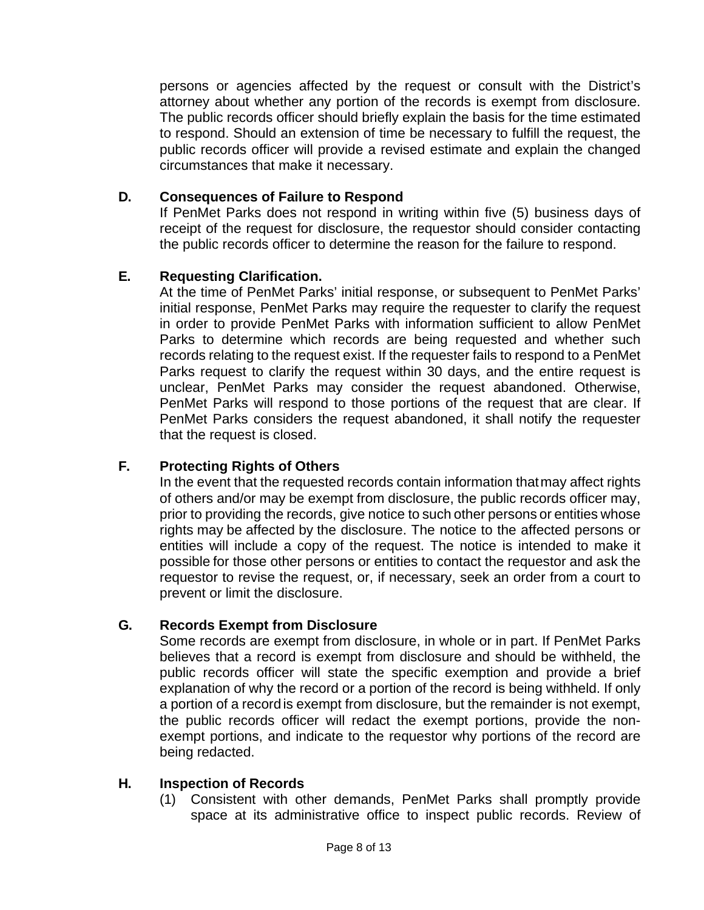persons or agencies affected by the request or consult with the District's attorney about whether any portion of the records is exempt from disclosure. The public records officer should briefly explain the basis for the time estimated to respond. Should an extension of time be necessary to fulfill the request, the public records officer will provide a revised estimate and explain the changed circumstances that make it necessary.

**D. Consequences of Failure to Respond**

If PenMet Parks does not respond in writing within five (5) business days of receipt of the request for disclosure, the requestor should consider contacting the public records officer to determine the reason for the failure to respond.

**E. Requesting Clarification.**

At the time of PenMet Parks' initial response, or subsequent to PenMet Parks' initial response, PenMet Parks may require the requester to clarify the request in order to provide PenMet Parks with information sufficient to allow PenMet Parks to determine which records are being requested and whether such records relating to the request exist. If the requester fails to respond to a PenMet Parks request to clarify the request within 30 days, and the entire request is unclear, PenMet Parks may consider the request abandoned. Otherwise, PenMet Parks will respond to those portions of the request that are clear. If PenMet Parks considers the request abandoned, it shall notify the requester that the request is closed.

**F. Protecting Rights of Others**

In the event that the requested records contain information that may affect rights of others and/or may be exempt from disclosure, the public records officer may, prior to providing the records, give notice to such other persons or entities whose rights may be affected by the disclosure. The notice to the affected persons or entities will include a copy of the request. The notice is intended to make it possible for those other persons or entities to contact the requestor and ask the requestor to revise the request, or, if necessary, seek an order from a court to prevent or limit the disclosure.

**G. Records Exempt from Disclosure**

Some records are exempt from disclosure, in whole or in part. If PenMet Parks believes that a record is exempt from disclosure and should be withheld, the public records officer will state the specific exemption and provide a brief explanation of why the record or a portion of the record is being withheld. If only a portion of a record is exempt from disclosure, but the remainder is not exempt, the public records officer will redact the exempt portions, provide the non-exempt portions, and indicate to the requestor why portions of the record are being redacted.

**H. Inspection of Records**

(1) Consistent with other demands, PenMet Parks shall promptly provide space at its administrative office to inspect public records. Review of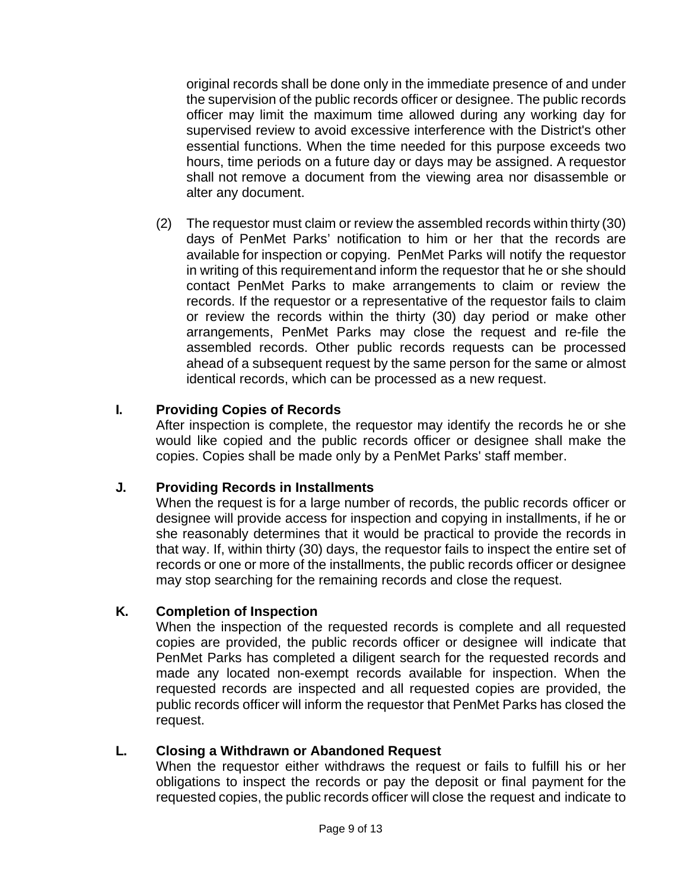original records shall be done only in the immediate presence of and under the supervision of the public records officer or designee. The public records officer may limit the maximum time allowed during any working day for supervised review to avoid excessive interference with the District's other essential functions. When the time needed for this purpose exceeds two hours, time periods on a future day or days may be assigned. A requestor shall not remove a document from the viewing area nor disassemble or alter any document.

(2) The requestor must claim or review the assembled records within thirty (30) days of PenMet Parks' notification to him or her that the records are available for inspection or copying. PenMet Parks will notify the requestor in writing of this requirement and inform the requestor that he or she should contact PenMet Parks to make arrangements to claim or review the records. If the requestor or a representative of the requestor fails to claim or review the records within the thirty (30) day period or make other arrangements, PenMet Parks may close the request and re-file the assembled records. Other public records requests can be processed ahead of a subsequent request by the same person for the same or almost identical records, which can be processed as a new request.

**I. Providing Copies of Records**

After inspection is complete, the requestor may identify the records he or she would like copied and the public records officer or designee shall make the copies. Copies shall be made only by a PenMet Parks' staff member.

**J. Providing Records in Installments**

When the request is for a large number of records, the public records officer or designee will provide access for inspection and copying in installments, if he or she reasonably determines that it would be practical to provide the records in that way. If, within thirty (30) days, the requestor fails to inspect the entire set of records or one or more of the installments, the public records officer or designee may stop searching for the remaining records and close the request.

**K. Completion of Inspection**

When the inspection of the requested records is complete and all requested copies are provided, the public records officer or designee will indicate that PenMet Parks has completed a diligent search for the requested records and made any located non-exempt records available for inspection. When the requested records are inspected and all requested copies are provided, the public records officer will inform the requestor that PenMet Parks has closed the request.

**L. Closing a Withdrawn or Abandoned Request**

When the requestor either withdraws the request or fails to fulfill his or her obligations to inspect the records or pay the deposit or final payment for the requested copies, the public records officer will close the request and indicate to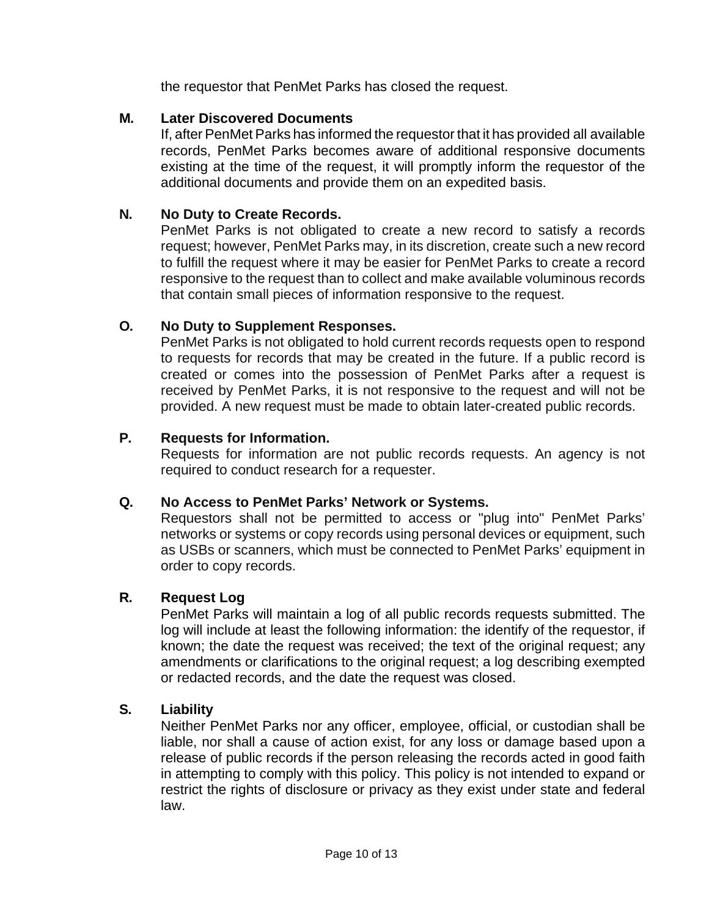the requestor that PenMet Parks has closed the request.

**M. Later Discovered Documents**

If, after PenMet Parks has informed the requestor that it has provided all available records, PenMet Parks becomes aware of additional responsive documents existing at the time of the request, it will promptly inform the requestor of the additional documents and provide them on an expedited basis.

**N. No Duty to Create Records.**

PenMet Parks is not obligated to create a new record to satisfy a records request; however, PenMet Parks may, in its discretion, create such a new record to fulfill the request where it may be easier for PenMet Parks to create a record responsive to the request than to collect and make available voluminous records that contain small pieces of information responsive to the request.

**O. No Duty to Supplement Responses.**

PenMet Parks is not obligated to hold current records requests open to respond to requests for records that may be created in the future. If a public record is created or comes into the possession of PenMet Parks after a request is received by PenMet Parks, it is not responsive to the request and will not be provided. A new request must be made to obtain later-created public records.

**P. Requests for Information.**

Requests for information are not public records requests. An agency is not required to conduct research for a requester.

**Q. No Access to PenMet Parks' Network or Systems.**

Requestors shall not be permitted to access or "plug into" PenMet Parks' networks or systems or copy records using personal devices or equipment, such as USBs or scanners, which must be connected to PenMet Parks' equipment in order to copy records.

**R. Request Log**

PenMet Parks will maintain a log of all public records requests submitted. The log will include at least the following information: the identify of the requestor, if known; the date the request was received; the text of the original request; any amendments or clarifications to the original request; a log describing exempted or redacted records, and the date the request was closed.

**S. Liability**

Neither PenMet Parks nor any officer, employee, official, or custodian shall be liable, nor shall a cause of action exist, for any loss or damage based upon a release of public records if the person releasing the records acted in good faith in attempting to comply with this policy. This policy is not intended to expand or restrict the rights of disclosure or privacy as they exist under state and federal law.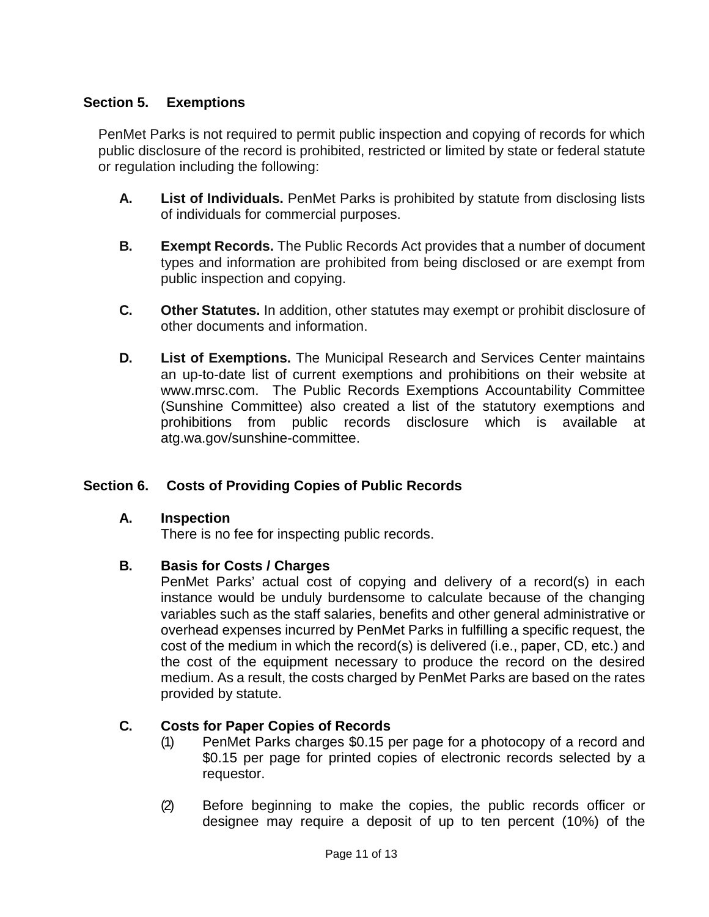## Section 5. Exemptions

PenMet Parks is not required to permit public inspection and copying of records for which public disclosure of the record is prohibited, restricted or limited by state or federal statute or regulation including the following:

**A. List of Individuals.** PenMet Parks is prohibited by statute from disclosing lists of individuals for commercial purposes.

**B. Exempt Records.** The Public Records Act provides that a number of document types and information are prohibited from being disclosed or are exempt from public inspection and copying.

**C. Other Statutes.** In addition, other statutes may exempt or prohibit disclosure of other documents and information.

**D. List of Exemptions.** The Municipal Research and Services Center maintains an up-to-date list of current exemptions and prohibitions on their website at www.mrsc.com. The Public Records Exemptions Accountability Committee (Sunshine Committee) also created a list of the statutory exemptions and prohibitions from public records disclosure which is available at atg.wa.gov/sunshine-committee.

## Section 6. Costs of Providing Copies of Public Records

**A. Inspection**

There is no fee for inspecting public records.

**B. Basis for Costs / Charges**

PenMet Parks' actual cost of copying and delivery of a record(s) in each instance would be unduly burdensome to calculate because of the changing variables such as the staff salaries, benefits and other general administrative or overhead expenses incurred by PenMet Parks in fulfilling a specific request, the cost of the medium in which the record(s) is delivered (i.e., paper, CD, etc.) and the cost of the equipment necessary to produce the record on the desired medium. As a result, the costs charged by PenMet Parks are based on the rates provided by statute.

**C. Costs for Paper Copies of Records**

(1) PenMet Parks charges $0.15 per page for a photocopy of a record and $0.15 per page for printed copies of electronic records selected by a requestor.

(2) Before beginning to make the copies, the public records officer or designee may require a deposit of up to ten percent (10%) of the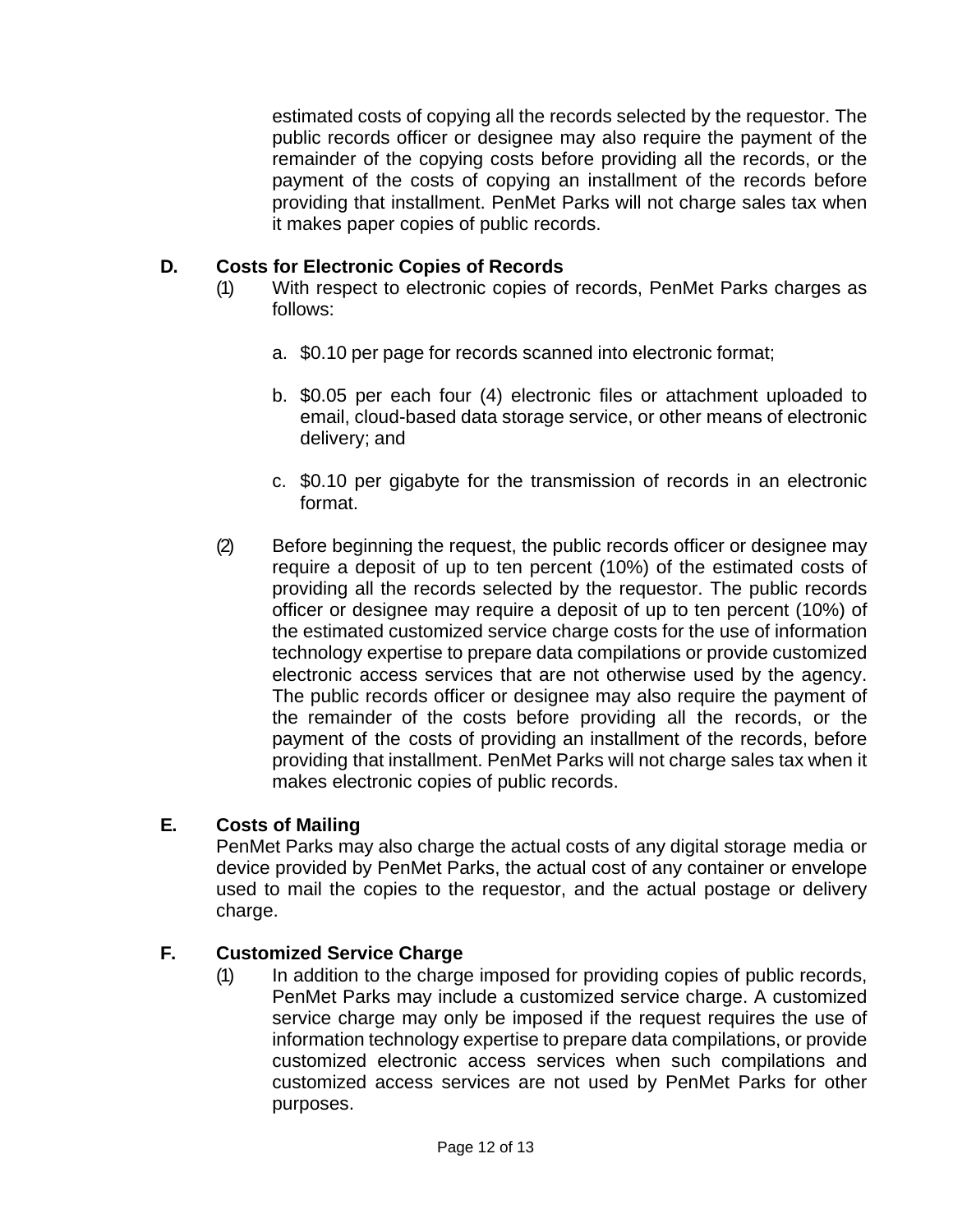estimated costs of copying all the records selected by the requestor. The public records officer or designee may also require the payment of the remainder of the copying costs before providing all the records, or the payment of the costs of copying an installment of the records before providing that installment. PenMet Parks will not charge sales tax when it makes paper copies of public records.

### D. Costs for Electronic Copies of Records

(1) With respect to electronic copies of records, PenMet Parks charges as follows:

  a. $0.10 per page for records scanned into electronic format;

  b. $0.05 per each four (4) electronic files or attachment uploaded to email, cloud-based data storage service, or other means of electronic delivery; and

  c. $0.10 per gigabyte for the transmission of records in an electronic format.

(2) Before beginning the request, the public records officer or designee may require a deposit of up to ten percent (10%) of the estimated costs of providing all the records selected by the requestor. The public records officer or designee may require a deposit of up to ten percent (10%) of the estimated customized service charge costs for the use of information technology expertise to prepare data compilations or provide customized electronic access services that are not otherwise used by the agency. The public records officer or designee may also require the payment of the remainder of the costs before providing all the records, or the payment of the costs of providing an installment of the records, before providing that installment. PenMet Parks will not charge sales tax when it makes electronic copies of public records.

### E. Costs of Mailing

PenMet Parks may also charge the actual costs of any digital storage media or device provided by PenMet Parks, the actual cost of any container or envelope used to mail the copies to the requestor, and the actual postage or delivery charge.

### F. Customized Service Charge

(1) In addition to the charge imposed for providing copies of public records, PenMet Parks may include a customized service charge. A customized service charge may only be imposed if the request requires the use of information technology expertise to prepare data compilations, or provide customized electronic access services when such compilations and customized access services are not used by PenMet Parks for other purposes.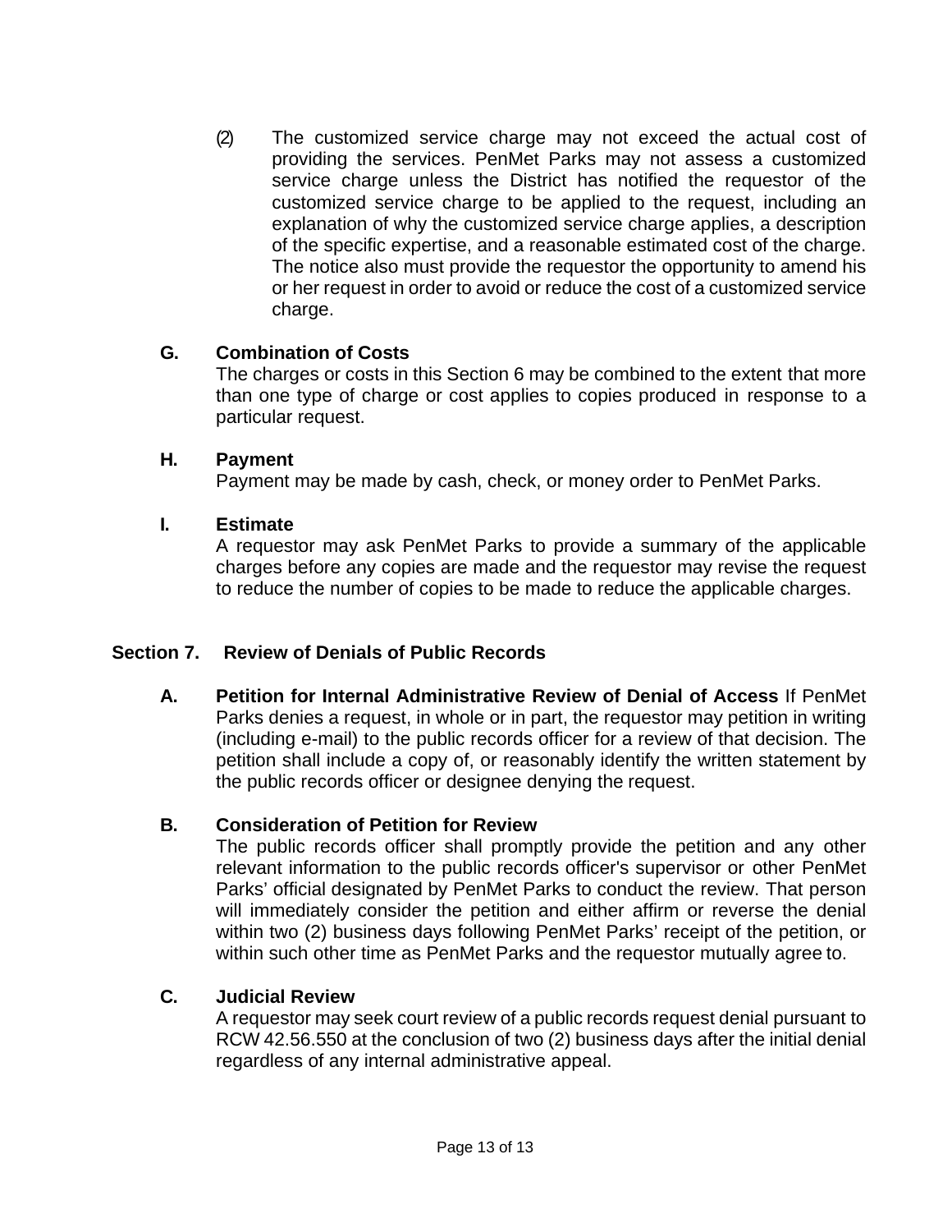(2) The customized service charge may not exceed the actual cost of providing the services. PenMet Parks may not assess a customized service charge unless the District has notified the requestor of the customized service charge to be applied to the request, including an explanation of why the customized service charge applies, a description of the specific expertise, and a reasonable estimated cost of the charge. The notice also must provide the requestor the opportunity to amend his or her request in order to avoid or reduce the cost of a customized service charge.

**G. Combination of Costs**

The charges or costs in this Section 6 may be combined to the extent that more than one type of charge or cost applies to copies produced in response to a particular request.

**H. Payment**

Payment may be made by cash, check, or money order to PenMet Parks.

**I. Estimate**

A requestor may ask PenMet Parks to provide a summary of the applicable charges before any copies are made and the requestor may revise the request to reduce the number of copies to be made to reduce the applicable charges.

## Section 7. Review of Denials of Public Records

**A. Petition for Internal Administrative Review of Denial of Access** If PenMet Parks denies a request, in whole or in part, the requestor may petition in writing (including e-mail) to the public records officer for a review of that decision. The petition shall include a copy of, or reasonably identify the written statement by the public records officer or designee denying the request.

**B. Consideration of Petition for Review**

The public records officer shall promptly provide the petition and any other relevant information to the public records officer's supervisor or other PenMet Parks' official designated by PenMet Parks to conduct the review. That person will immediately consider the petition and either affirm or reverse the denial within two (2) business days following PenMet Parks' receipt of the petition, or within such other time as PenMet Parks and the requestor mutually agree to.

**C. Judicial Review**

A requestor may seek court review of a public records request denial pursuant to RCW 42.56.550 at the conclusion of two (2) business days after the initial denial regardless of any internal administrative appeal.